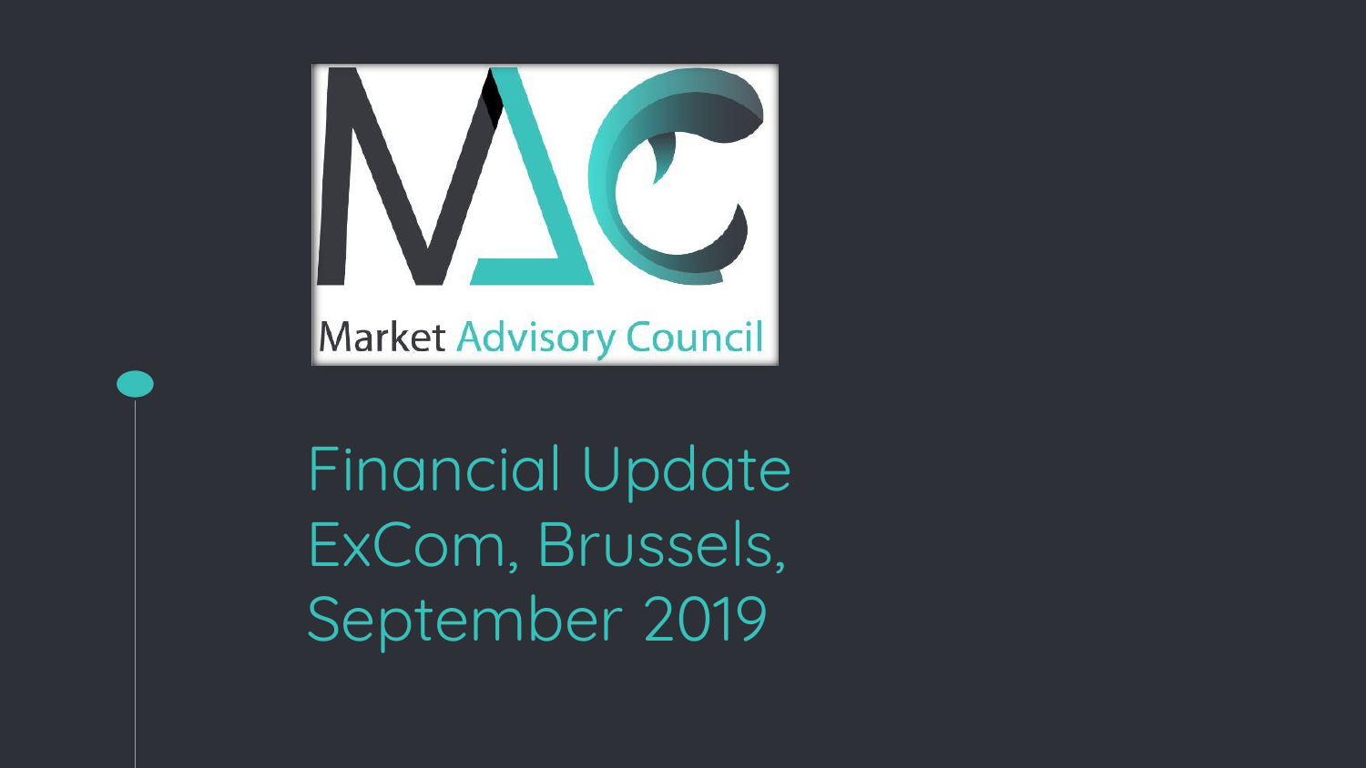Market Advisory Council

# Financial Update ExCom, Brussels, September 2019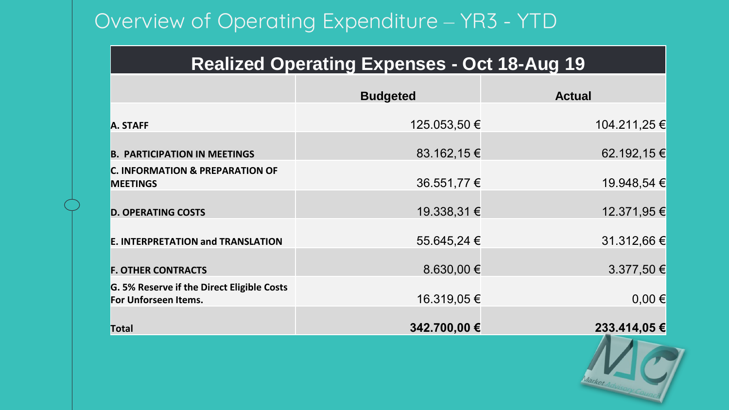# Overview of Operating Expenditure – YR3 - YTD

| Realized Operating Expenses - Oct 18-Aug 19 | | |
|---|---|---|
| | **Budgeted** | **Actual** |
| **A. STAFF** | 125.053,50 € | 104.211,25 € |
| **B. PARTICIPATION IN MEETINGS** | 83.162,15 € | 62.192,15 € |
| **C. INFORMATION & PREPARATION OF MEETINGS** | 36.551,77 € | 19.948,54 € |
| **D. OPERATING COSTS** | 19.338,31 € | 12.371,95 € |
| **E. INTERPRETATION and TRANSLATION** | 55.645,24 € | 31.312,66 € |
| **F. OTHER CONTRACTS** | 8.630,00 € | 3.377,50 € |
| **G. 5% Reserve if the Direct Eligible Costs For Unforseen Items.** | 16.319,05 € | 0,00 € |
| **Total** | **342.700,00 €** | **233.414,05 €** |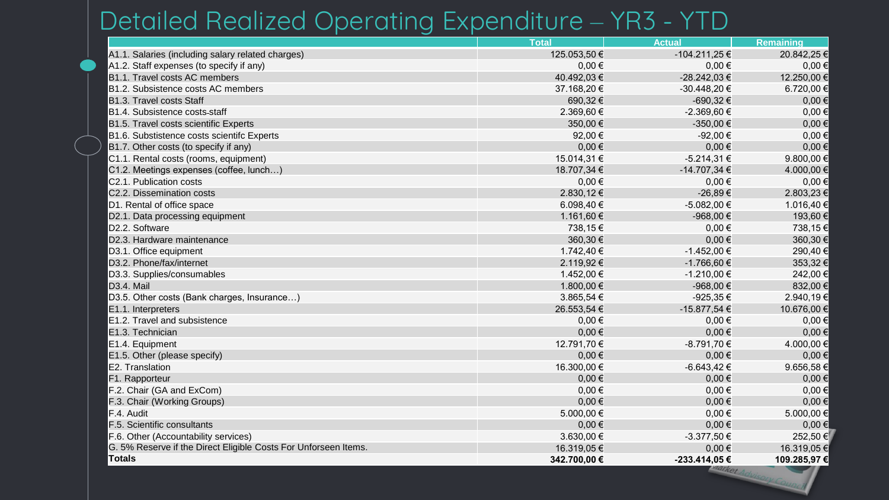# Detailed Realized Operating Expenditure – YR3 - YTD

| | Total | Actual | Remaining |
|---|---|---|---|
| A1.1. Salaries (including salary related charges) | 125.053,50 € | -104.211,25 € | 20.842,25 € |
| A1.2. Staff expenses (to specify if any) | 0,00 € | 0,00 € | 0,00 € |
| B1.1. Travel costs AC members | 40.492,03 € | -28.242,03 € | 12.250,00 € |
| B1.2. Subsistence costs AC members | 37.168,20 € | -30.448,20 € | 6.720,00 € |
| B1.3. Travel costs Staff | 690,32 € | -690,32 € | 0,00 € |
| B1.4. Subsistence costs-staff | 2.369,60 € | -2.369,60 € | 0,00 € |
| B1.5. Travel costs scientific Experts | 350,00 € | -350,00 € | 0,00 € |
| B1.6. Substistence costs scientifc Experts | 92,00 € | -92,00 € | 0,00 € |
| B1.7. Other costs (to specify if any) | 0,00 € | 0,00 € | 0,00 € |
| C1.1. Rental costs (rooms, equipment) | 15.014,31 € | -5.214,31 € | 9.800,00 € |
| C1.2. Meetings expenses (coffee, lunch…) | 18.707,34 € | -14.707,34 € | 4.000,00 € |
| C2.1. Publication costs | 0,00 € | 0,00 € | 0,00 € |
| C2.2. Dissemination costs | 2.830,12 € | -26,89 € | 2.803,23 € |
| D1. Rental of office space | 6.098,40 € | -5.082,00 € | 1.016,40 € |
| D2.1. Data processing equipment | 1.161,60 € | -968,00 € | 193,60 € |
| D2.2. Software | 738,15 € | 0,00 € | 738,15 € |
| D2.3. Hardware maintenance | 360,30 € | 0,00 € | 360,30 € |
| D3.1. Office equipment | 1.742,40 € | -1.452,00 € | 290,40 € |
| D3.2. Phone/fax/internet | 2.119,92 € | -1.766,60 € | 353,32 € |
| D3.3. Supplies/consumables | 1.452,00 € | -1.210,00 € | 242,00 € |
| D3.4. Mail | 1.800,00 € | -968,00 € | 832,00 € |
| D3.5. Other costs (Bank charges, Insurance…) | 3.865,54 € | -925,35 € | 2.940,19 € |
| E1.1. Interpreters | 26.553,54 € | -15.877,54 € | 10.676,00 € |
| E1.2. Travel and subsistence | 0,00 € | 0,00 € | 0,00 € |
| E1.3. Technician | 0,00 € | 0,00 € | 0,00 € |
| E1.4. Equipment | 12.791,70 € | -8.791,70 € | 4.000,00 € |
| E1.5. Other (please specify) | 0,00 € | 0,00 € | 0,00 € |
| E2. Translation | 16.300,00 € | -6.643,42 € | 9.656,58 € |
| F1. Rapporteur | 0,00 € | 0,00 € | 0,00 € |
| F.2. Chair (GA and ExCom) | 0,00 € | 0,00 € | 0,00 € |
| F.3. Chair (Working Groups) | 0,00 € | 0,00 € | 0,00 € |
| F.4. Audit | 5.000,00 € | 0,00 € | 5.000,00 € |
| F.5. Scientific consultants | 0,00 € | 0,00 € | 0,00 € |
| F.6. Other (Accountability services) | 3.630,00 € | -3.377,50 € | 252,50 € |
| G. 5% Reserve if the Direct Eligible Costs For Unforseen Items. | 16.319,05 € | 0,00 € | 16.319,05 € |
| **Totals** | **342.700,00 €** | **-233.414,05 €** | **109.285,97 €** |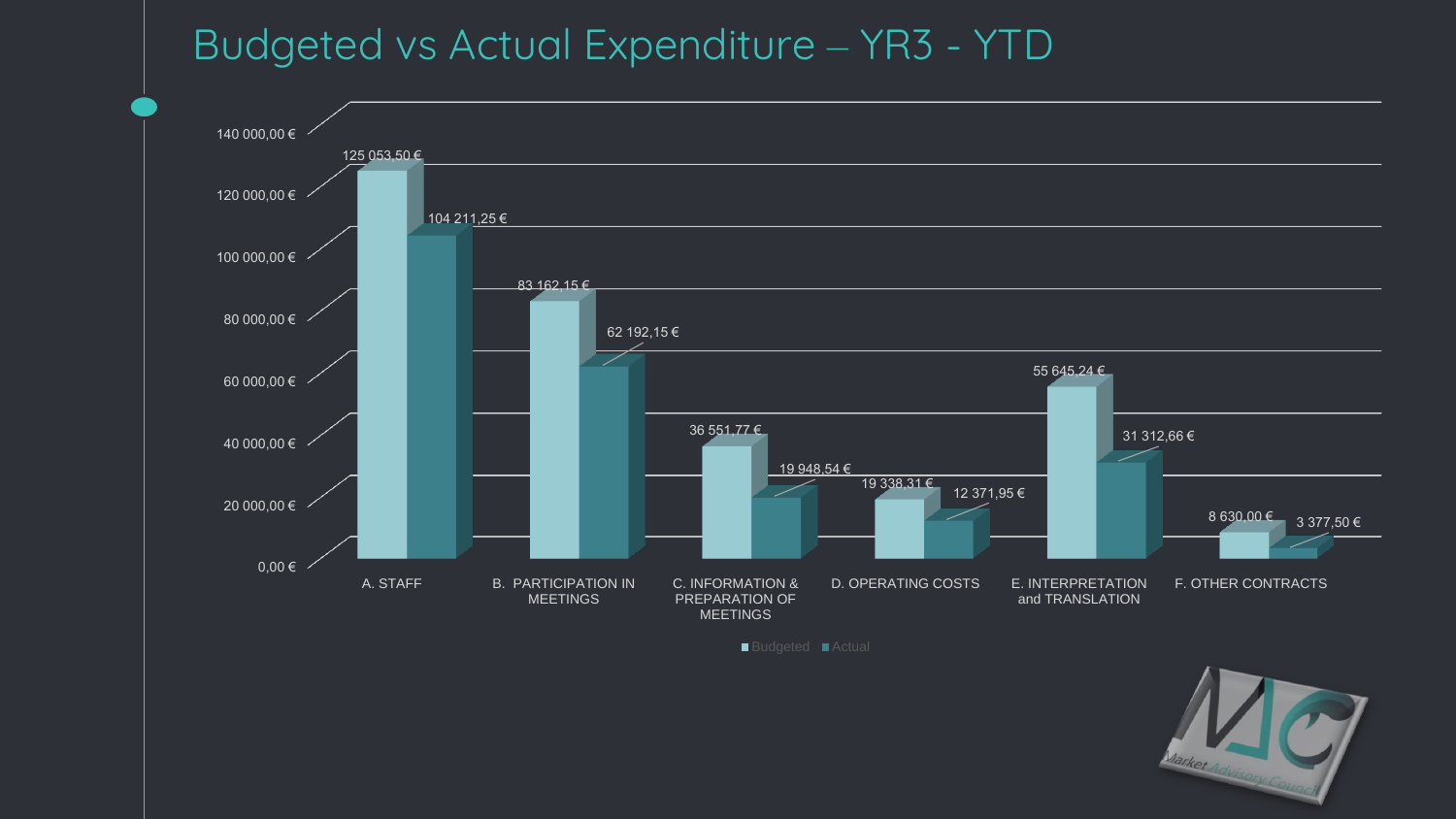# Budgeted vs Actual Expenditure – YR3 - YTD

| Category | Budgeted | Actual |
| --- | --- | --- |
| A. STAFF | 125 053,50 € | 104 211,25 € |
| B. PARTICIPATION IN MEETINGS | 83 162,15 € | 62 192,15 € |
| C. INFORMATION & PREPARATION OF MEETINGS | 36 551,77 € | 19 948,54 € |
| D. OPERATING COSTS | 19 338,31 € | 12 371,95 € |
| E. INTERPRETATION and TRANSLATION | 55 645,24 € | 31 312,66 € |
| F. OTHER CONTRACTS | 8 630,00 € | 3 377,50 € |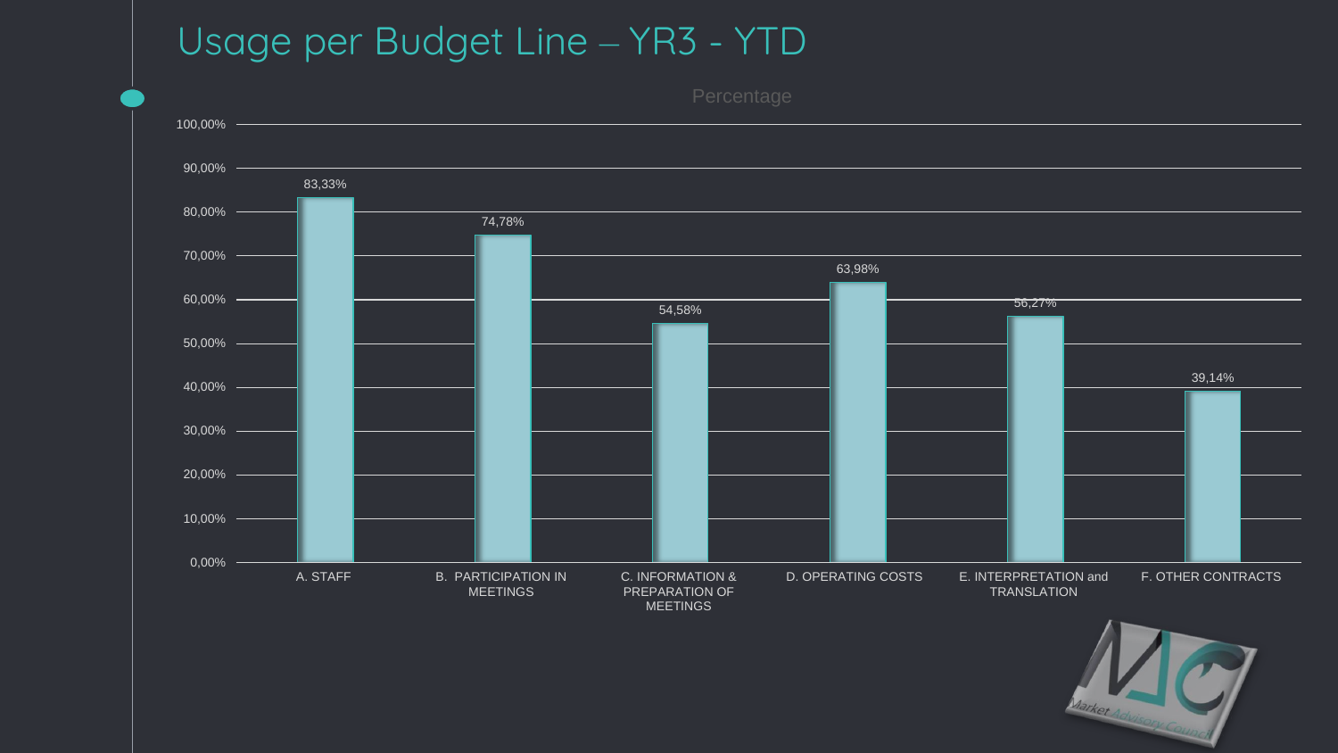# Usage per Budget Line – YR3 - YTD

Percentage

| Budget Line | Percentage |
|---|---|
| A. STAFF | 83,33% |
| B. PARTICIPATION IN MEETINGS | 74,78% |
| C. INFORMATION & PREPARATION OF MEETINGS | 54,58% |
| D. OPERATING COSTS | 63,98% |
| E. INTERPRETATION and TRANSLATION | 56,27% |
| F. OTHER CONTRACTS | 39,14% |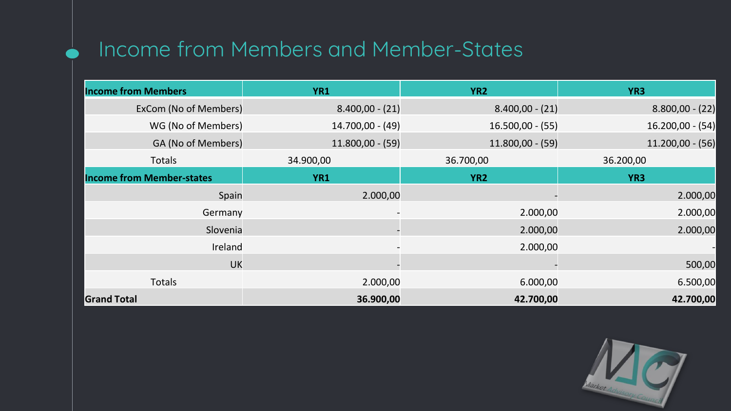# Income from Members and Member-States

| Income from Members | YR1 | YR2 | YR3 |
|---|---|---|---|
| ExCom (No of Members) | 8.400,00 - (21) | 8.400,00 - (21) | 8.800,00 - (22) |
| WG (No of Members) | 14.700,00 - (49) | 16.500,00 - (55) | 16.200,00 - (54) |
| GA (No of Members) | 11.800,00 - (59) | 11.800,00 - (59) | 11.200,00 - (56) |
| Totals | 34.900,00 | 36.700,00 | 36.200,00 |
| **Income from Member-states** | **YR1** | **YR2** | **YR3** |
| Spain | 2.000,00 | - | 2.000,00 |
| Germany | - | 2.000,00 | 2.000,00 |
| Slovenia | - | 2.000,00 | 2.000,00 |
| Ireland | - | 2.000,00 | - |
| UK | - | - | 500,00 |
| Totals | 2.000,00 | 6.000,00 | 6.500,00 |
| **Grand Total** | **36.900,00** | **42.700,00** | **42.700,00** |

Market Advisory Council